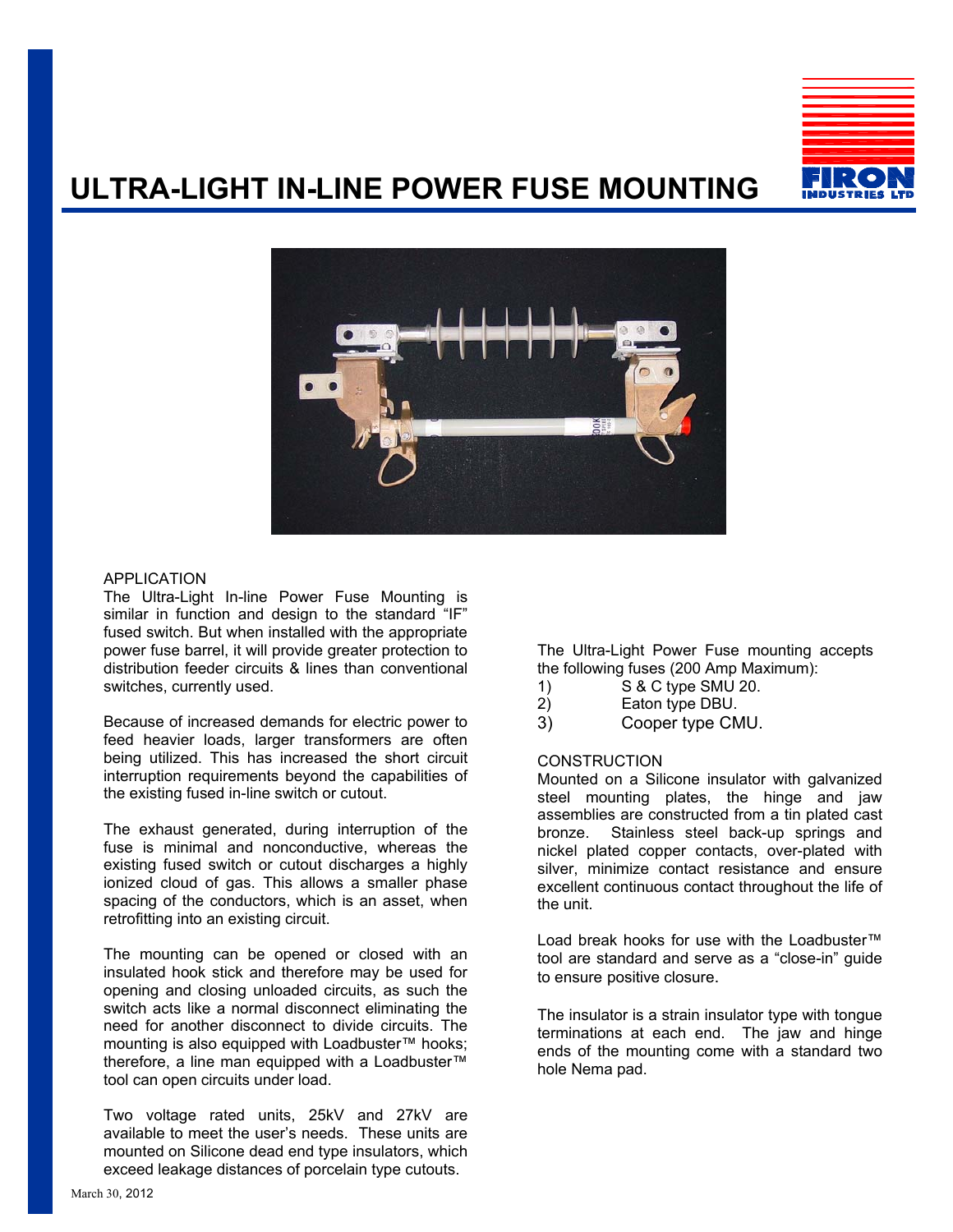# ULTRA-LIGHT IN-LINE POWER FUSE MOUNTING

FIRON INDUSTRIES LTD

## APPLICATION

The Ultra-Light In-line Power Fuse Mounting is similar in function and design to the standard "IF" fused switch. But when installed with the appropriate power fuse barrel, it will provide greater protection to distribution feeder circuits & lines than conventional switches, currently used.

Because of increased demands for electric power to feed heavier loads, larger transformers are often being utilized. This has increased the short circuit interruption requirements beyond the capabilities of the existing fused in-line switch or cutout.

The exhaust generated, during interruption of the fuse is minimal and nonconductive, whereas the existing fused switch or cutout discharges a highly ionized cloud of gas. This allows a smaller phase spacing of the conductors, which is an asset, when retrofitting into an existing circuit.

The mounting can be opened or closed with an insulated hook stick and therefore may be used for opening and closing unloaded circuits, as such the switch acts like a normal disconnect eliminating the need for another disconnect to divide circuits. The mounting is also equipped with Loadbuster™ hooks; therefore, a line man equipped with a Loadbuster™ tool can open circuits under load.

Two voltage rated units, 25kV and 27kV are available to meet the user's needs. These units are mounted on Silicone dead end type insulators, which exceed leakage distances of porcelain type cutouts.

The Ultra-Light Power Fuse mounting accepts the following fuses (200 Amp Maximum):

1) S & C type SMU 20.
2) Eaton type DBU.
3) Cooper type CMU.

## CONSTRUCTION

Mounted on a Silicone insulator with galvanized steel mounting plates, the hinge and jaw assemblies are constructed from a tin plated cast bronze. Stainless steel back-up springs and nickel plated copper contacts, over-plated with silver, minimize contact resistance and ensure excellent continuous contact throughout the life of the unit.

Load break hooks for use with the Loadbuster™ tool are standard and serve as a "close-in" guide to ensure positive closure.

The insulator is a strain insulator type with tongue terminations at each end. The jaw and hinge ends of the mounting come with a standard two hole Nema pad.

March 30, 2012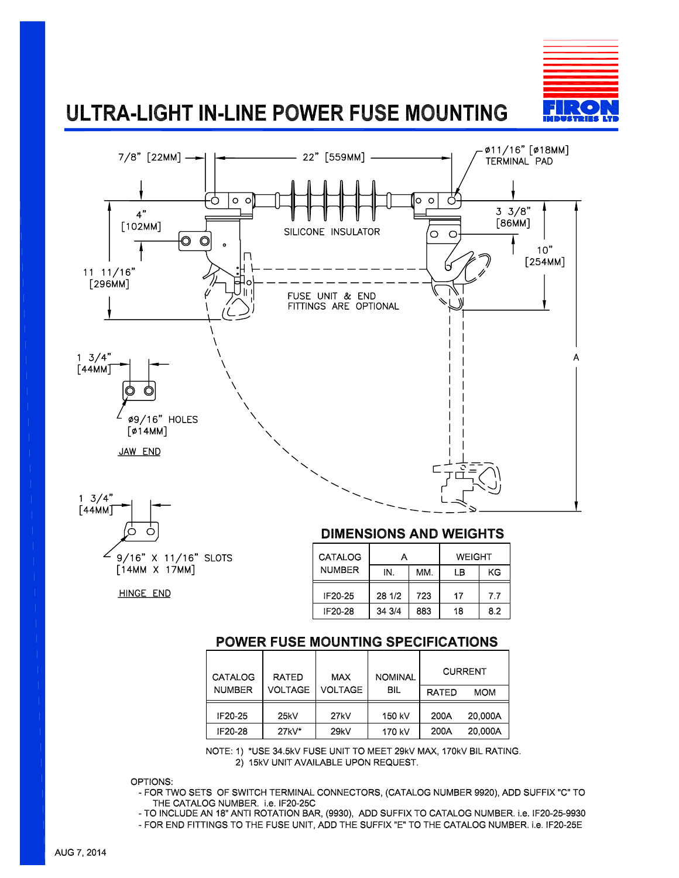# ULTRA-LIGHT IN-LINE POWER FUSE MOUNTING

FIRON INDUSTRIES LTD

7/8" [22MM]

22" [559MM]

ø11/16" [ø18MM] TERMINAL PAD

4" [102MM]

3 3/8" [86MM]

SILICONE INSULATOR

10" [254MM]

11 11/16" [296MM]

FUSE UNIT & END FITTINGS ARE OPTIONAL

A

1 3/4" [44MM]

ø9/16" HOLES [ø14MM]

JAW END

1 3/4" [44MM]

9/16" X 11/16" SLOTS [14MM X 17MM]

HINGE END

## DIMENSIONS AND WEIGHTS

| CATALOG NUMBER | A | | WEIGHT | |
|---|---|---|---|---|
| | IN. | MM. | LB | KG |
| IF20-25 | 28 1/2 | 723 | 17 | 7.7 |
| IF20-28 | 34 3/4 | 883 | 18 | 8.2 |

## POWER FUSE MOUNTING SPECIFICATIONS

| CATALOG NUMBER | RATED VOLTAGE | MAX VOLTAGE | NOMINAL BIL | CURRENT | |
|---|---|---|---|---|---|
| | | | | RATED | MOM |
| IF20-25 | 25kV | 27kV | 150 kV | 200A | 20,000A |
| IF20-28 | 27kV* | 29kV | 170 kV | 200A | 20,000A |

NOTE: 1) *USE 34.5kV FUSE UNIT TO MEET 29kV MAX, 170kV BIL RATING.
2) 15kV UNIT AVAILABLE UPON REQUEST.

OPTIONS:

- FOR TWO SETS OF SWITCH TERMINAL CONNECTORS, (CATALOG NUMBER 9920), ADD SUFFIX "C" TO THE CATALOG NUMBER. i.e. IF20-25C
- TO INCLUDE AN 18" ANTI ROTATION BAR, (9930), ADD SUFFIX TO CATALOG NUMBER. i.e. IF20-25-9930
- FOR END FITTINGS TO THE FUSE UNIT, ADD THE SUFFIX "E" TO THE CATALOG NUMBER. i.e. IF20-25E

AUG 7, 2014